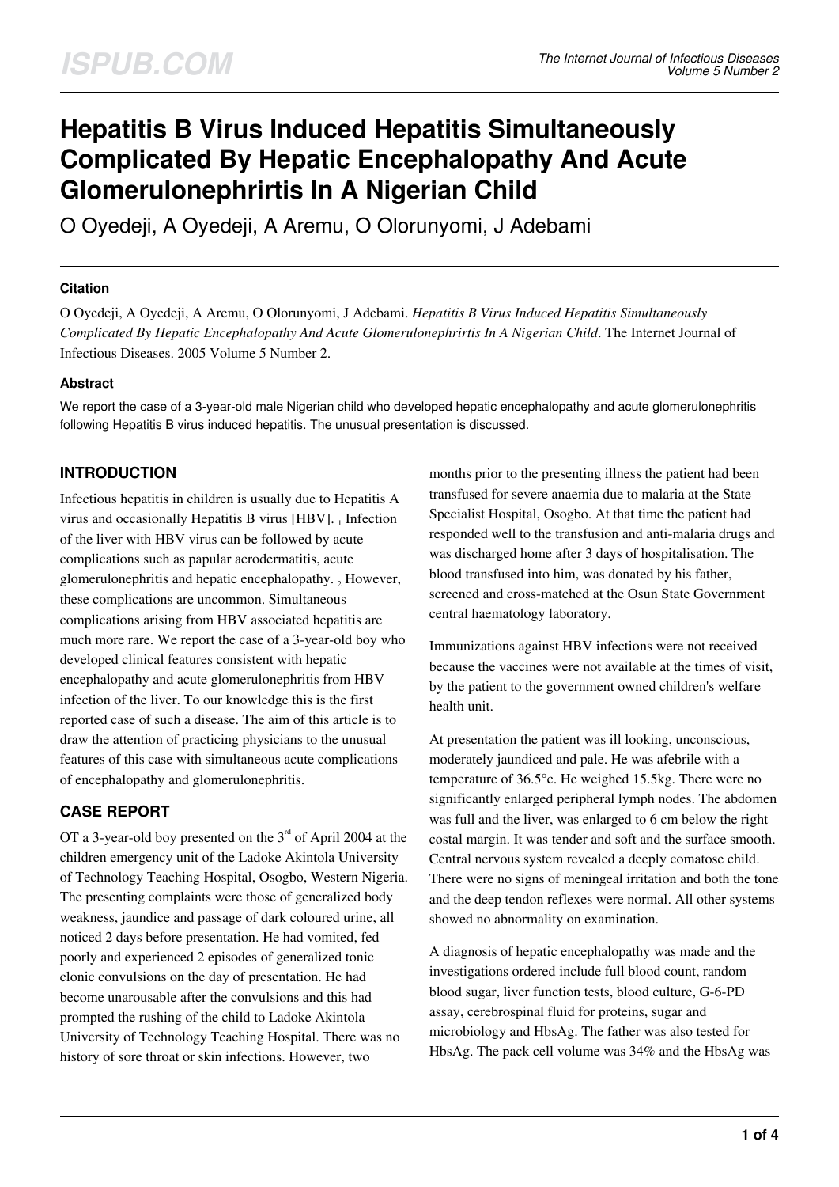# Hepatitis B Virus Induced Hepatitis Simultaneously Complicated By Hepatic Encephalopathy And Acute Glomerulonephrirtis In A Nigerian Child

O Oyedeji, A Oyedeji, A Aremu, O Olorunyomi, J Adebami

### Citation

O Oyedeji, A Oyedeji, A Aremu, O Olorunyomi, J Adebami. *Hepatitis B Virus Induced Hepatitis Simultaneously Complicated By Hepatic Encephalopathy And Acute Glomerulonephrirtis In A Nigerian Child*. The Internet Journal of Infectious Diseases. 2005 Volume 5 Number 2.

### Abstract

We report the case of a 3-year-old male Nigerian child who developed hepatic encephalopathy and acute glomerulonephritis following Hepatitis B virus induced hepatitis. The unusual presentation is discussed.

## INTRODUCTION

Infectious hepatitis in children is usually due to Hepatitis A virus and occasionally Hepatitis B virus [HBV]. [1] Infection of the liver with HBV virus can be followed by acute complications such as papular acrodermatitis, acute glomerulonephritis and hepatic encephalopathy. [2] However, these complications are uncommon. Simultaneous complications arising from HBV associated hepatitis are much more rare. We report the case of a 3-year-old boy who developed clinical features consistent with hepatic encephalopathy and acute glomerulonephritis from HBV infection of the liver. To our knowledge this is the first reported case of such a disease. The aim of this article is to draw the attention of practicing physicians to the unusual features of this case with simultaneous acute complications of encephalopathy and glomerulonephritis.

## CASE REPORT

OT a 3-year-old boy presented on the 3rd of April 2004 at the children emergency unit of the Ladoke Akintola University of Technology Teaching Hospital, Osogbo, Western Nigeria. The presenting complaints were those of generalized body weakness, jaundice and passage of dark coloured urine, all noticed 2 days before presentation. He had vomited, fed poorly and experienced 2 episodes of generalized tonic clonic convulsions on the day of presentation. He had become unarousable after the convulsions and this had prompted the rushing of the child to Ladoke Akintola University of Technology Teaching Hospital. There was no history of sore throat or skin infections. However, two months prior to the presenting illness the patient had been transfused for severe anaemia due to malaria at the State Specialist Hospital, Osogbo. At that time the patient had responded well to the transfusion and anti-malaria drugs and was discharged home after 3 days of hospitalisation. The blood transfused into him, was donated by his father, screened and cross-matched at the Osun State Government central haematology laboratory.

Immunizations against HBV infections were not received because the vaccines were not available at the times of visit, by the patient to the government owned children's welfare health unit.

At presentation the patient was ill looking, unconscious, moderately jaundiced and pale. He was afebrile with a temperature of 36.5°c. He weighed 15.5kg. There were no significantly enlarged peripheral lymph nodes. The abdomen was full and the liver, was enlarged to 6 cm below the right costal margin. It was tender and soft and the surface smooth. Central nervous system revealed a deeply comatose child. There were no signs of meningeal irritation and both the tone and the deep tendon reflexes were normal. All other systems showed no abnormality on examination.

A diagnosis of hepatic encephalopathy was made and the investigations ordered include full blood count, random blood sugar, liver function tests, blood culture, G-6-PD assay, cerebrospinal fluid for proteins, sugar and microbiology and HbsAg. The father was also tested for HbsAg. The pack cell volume was 34% and the HbsAg was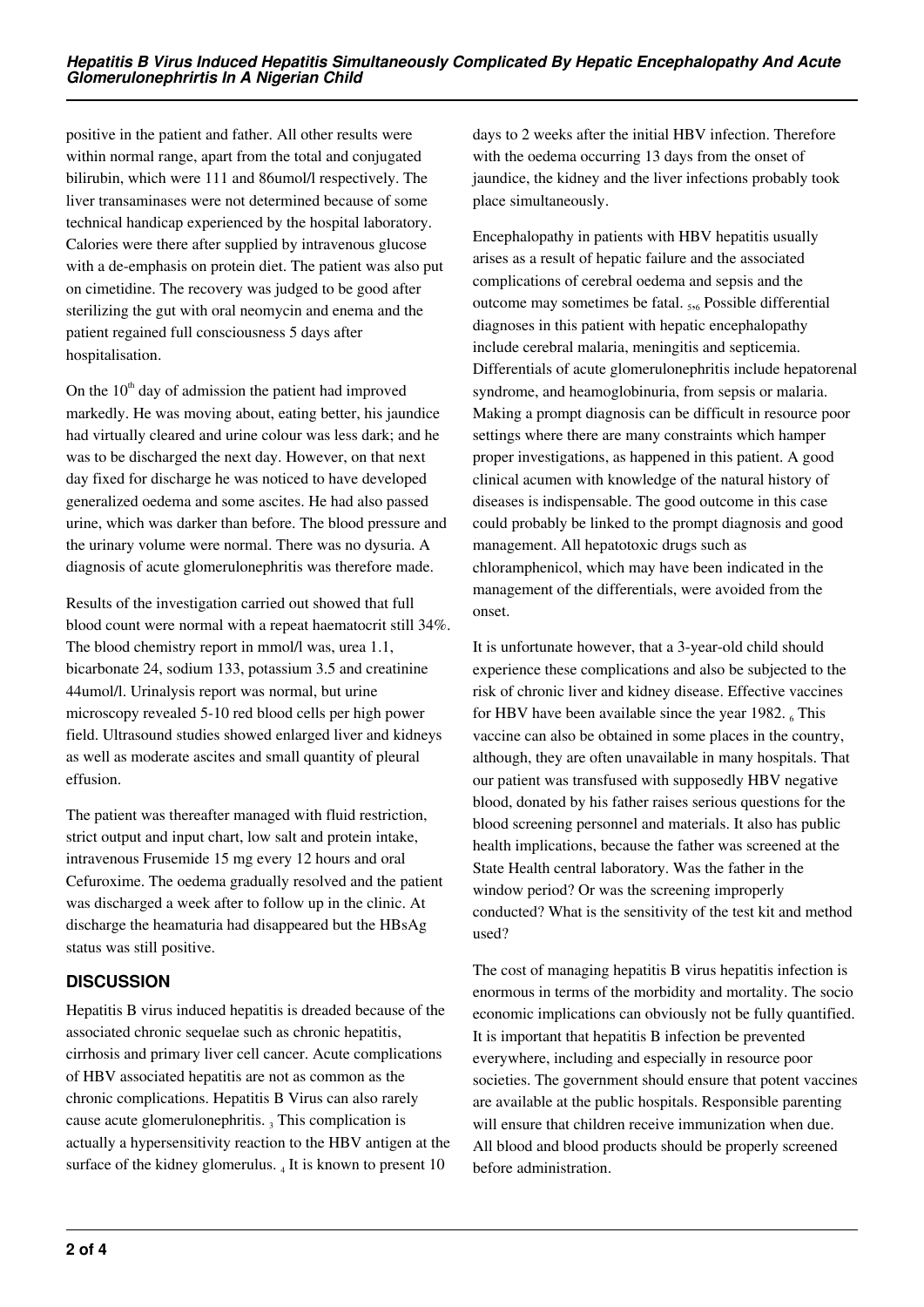positive in the patient and father. All other results were within normal range, apart from the total and conjugated bilirubin, which were 111 and 86umol/l respectively. The liver transaminases were not determined because of some technical handicap experienced by the hospital laboratory. Calories were there after supplied by intravenous glucose with a de-emphasis on protein diet. The patient was also put on cimetidine. The recovery was judged to be good after sterilizing the gut with oral neomycin and enema and the patient regained full consciousness 5 days after hospitalisation.

On the 10[th] day of admission the patient had improved markedly. He was moving about, eating better, his jaundice had virtually cleared and urine colour was less dark; and he was to be discharged the next day. However, on that next day fixed for discharge he was noticed to have developed generalized oedema and some ascites. He had also passed urine, which was darker than before. The blood pressure and the urinary volume were normal. There was no dysuria. A diagnosis of acute glomerulonephritis was therefore made.

Results of the investigation carried out showed that full blood count were normal with a repeat haematocrit still 34%. The blood chemistry report in mmol/l was, urea 1.1, bicarbonate 24, sodium 133, potassium 3.5 and creatinine 44umol/l. Urinalysis report was normal, but urine microscopy revealed 5-10 red blood cells per high power field. Ultrasound studies showed enlarged liver and kidneys as well as moderate ascites and small quantity of pleural effusion.

The patient was thereafter managed with fluid restriction, strict output and input chart, low salt and protein intake, intravenous Frusemide 15 mg every 12 hours and oral Cefuroxime. The oedema gradually resolved and the patient was discharged a week after to follow up in the clinic. At discharge the heamaturia had disappeared but the HBsAg status was still positive.

## DISCUSSION

Hepatitis B virus induced hepatitis is dreaded because of the associated chronic sequelae such as chronic hepatitis, cirrhosis and primary liver cell cancer. Acute complications of HBV associated hepatitis are not as common as the chronic complications. Hepatitis B Virus can also rarely cause acute glomerulonephritis. [3] This complication is actually a hypersensitivity reaction to the HBV antigen at the surface of the kidney glomerulus. [4] It is known to present 10 days to 2 weeks after the initial HBV infection. Therefore with the oedema occurring 13 days from the onset of jaundice, the kidney and the liver infections probably took place simultaneously.

Encephalopathy in patients with HBV hepatitis usually arises as a result of hepatic failure and the associated complications of cerebral oedema and sepsis and the outcome may sometimes be fatal. [5,6] Possible differential diagnoses in this patient with hepatic encephalopathy include cerebral malaria, meningitis and septicemia. Differentials of acute glomerulonephritis include hepatorenal syndrome, and heamoglobinuria, from sepsis or malaria. Making a prompt diagnosis can be difficult in resource poor settings where there are many constraints which hamper proper investigations, as happened in this patient. A good clinical acumen with knowledge of the natural history of diseases is indispensable. The good outcome in this case could probably be linked to the prompt diagnosis and good management. All hepatotoxic drugs such as chloramphenicol, which may have been indicated in the management of the differentials, were avoided from the onset.

It is unfortunate however, that a 3-year-old child should experience these complications and also be subjected to the risk of chronic liver and kidney disease. Effective vaccines for HBV have been available since the year 1982. [6] This vaccine can also be obtained in some places in the country, although, they are often unavailable in many hospitals. That our patient was transfused with supposedly HBV negative blood, donated by his father raises serious questions for the blood screening personnel and materials. It also has public health implications, because the father was screened at the State Health central laboratory. Was the father in the window period? Or was the screening improperly conducted? What is the sensitivity of the test kit and method used?

The cost of managing hepatitis B virus hepatitis infection is enormous in terms of the morbidity and mortality. The socio economic implications can obviously not be fully quantified. It is important that hepatitis B infection be prevented everywhere, including and especially in resource poor societies. The government should ensure that potent vaccines are available at the public hospitals. Responsible parenting will ensure that children receive immunization when due. All blood and blood products should be properly screened before administration.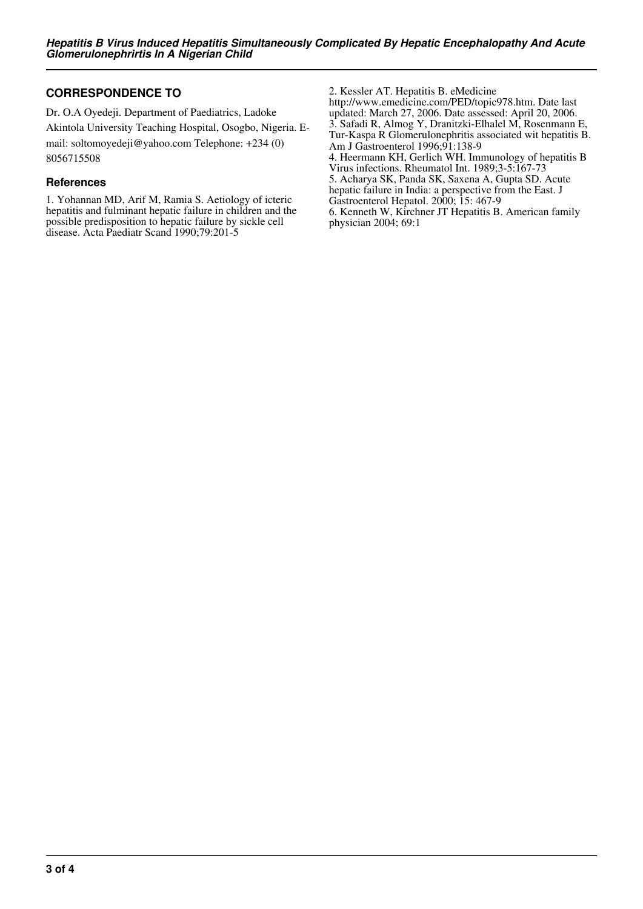## CORRESPONDENCE TO

Dr. O.A Oyedeji. Department of Paediatrics, Ladoke Akintola University Teaching Hospital, Osogbo, Nigeria. E-mail: soltomoyedeji@yahoo.com Telephone: +234 (0) 8056715508

### References

1. Yohannan MD, Arif M, Ramia S. Aetiology of icteric hepatitis and fulminant hepatic failure in children and the possible predisposition to hepatic failure by sickle cell disease. Acta Paediatr Scand 1990;79:201-5
2. Kessler AT. Hepatitis B. eMedicine http://www.emedicine.com/PED/topic978.htm. Date last updated: March 27, 2006. Date assessed: April 20, 2006.
3. Safadi R, Almog Y, Dranitzki-Elhalel M, Rosenmann E, Tur-Kaspa R Glomerulonephritis associated wit hepatitis B. Am J Gastroenterol 1996;91:138-9
4. Heermann KH, Gerlich WH. Immunology of hepatitis B Virus infections. Rheumatol Int. 1989;3-5:167-73
5. Acharya SK, Panda SK, Saxena A, Gupta SD. Acute hepatic failure in India: a perspective from the East. J Gastroenterol Hepatol. 2000; 15: 467-9
6. Kenneth W, Kirchner JT Hepatitis B. American family physician 2004; 69:1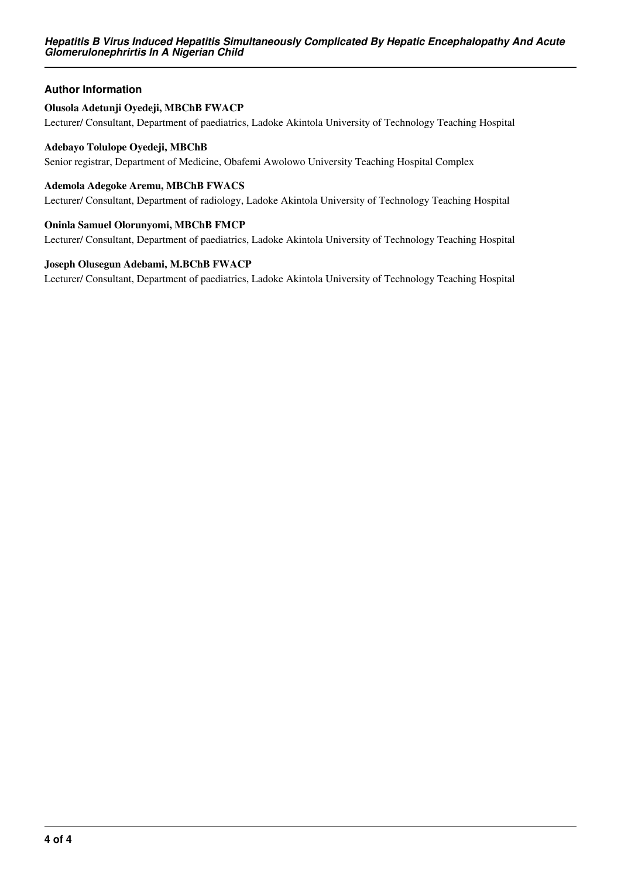## Author Information

**Olusola Adetunji Oyedeji, MBChB FWACP**
Lecturer/ Consultant, Department of paediatrics, Ladoke Akintola University of Technology Teaching Hospital

**Adebayo Tolulope Oyedeji, MBChB**
Senior registrar, Department of Medicine, Obafemi Awolowo University Teaching Hospital Complex

**Ademola Adegoke Aremu, MBChB FWACS**
Lecturer/ Consultant, Department of radiology, Ladoke Akintola University of Technology Teaching Hospital

**Oninla Samuel Olorunyomi, MBChB FMCP**
Lecturer/ Consultant, Department of paediatrics, Ladoke Akintola University of Technology Teaching Hospital

**Joseph Olusegun Adebami, M.BChB FWACP**
Lecturer/ Consultant, Department of paediatrics, Ladoke Akintola University of Technology Teaching Hospital